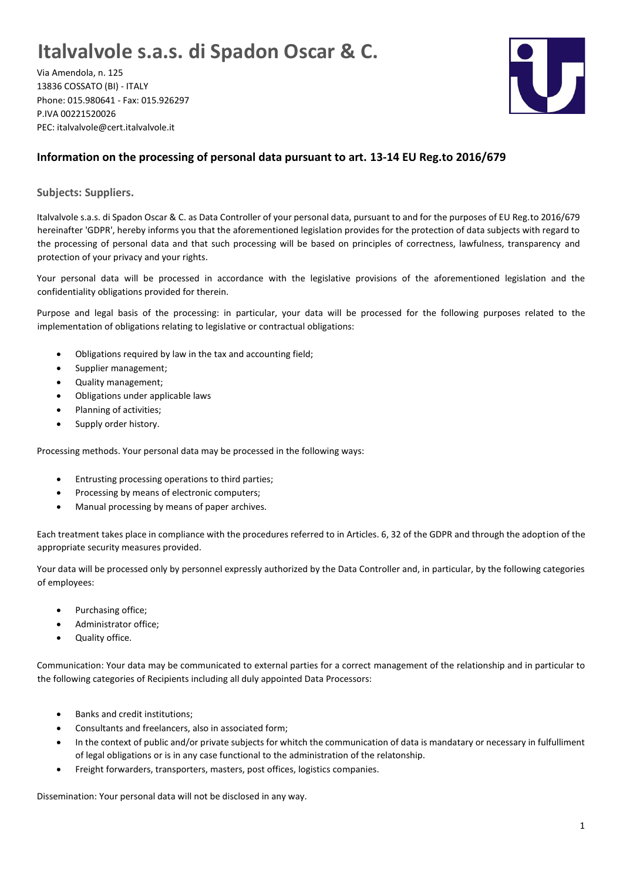# Italvalvole s.a.s. di Spadon Oscar & C.

Via Amendola, n. 125
13836 COSSATO (BI) - ITALY
Phone: 015.980641 - Fax: 015.926297
P.IVA 00221520026
PEC: italvalvole@cert.italvalvole.it

## Information on the processing of personal data pursuant to art. 13-14 EU Reg.to 2016/679

### Subjects: Suppliers.

Italvalvole s.a.s. di Spadon Oscar & C. as Data Controller of your personal data, pursuant to and for the purposes of EU Reg.to 2016/679 hereinafter 'GDPR', hereby informs you that the aforementioned legislation provides for the protection of data subjects with regard to the processing of personal data and that such processing will be based on principles of correctness, lawfulness, transparency and protection of your privacy and your rights.

Your personal data will be processed in accordance with the legislative provisions of the aforementioned legislation and the confidentiality obligations provided for therein.

Purpose and legal basis of the processing: in particular, your data will be processed for the following purposes related to the implementation of obligations relating to legislative or contractual obligations:

- Obligations required by law in the tax and accounting field;
- Supplier management;
- Quality management;
- Obligations under applicable laws
- Planning of activities;
- Supply order history.

Processing methods. Your personal data may be processed in the following ways:

- Entrusting processing operations to third parties;
- Processing by means of electronic computers;
- Manual processing by means of paper archives.

Each treatment takes place in compliance with the procedures referred to in Articles. 6, 32 of the GDPR and through the adoption of the appropriate security measures provided.

Your data will be processed only by personnel expressly authorized by the Data Controller and, in particular, by the following categories of employees:

- Purchasing office;
- Administrator office;
- Quality office.

Communication: Your data may be communicated to external parties for a correct management of the relationship and in particular to the following categories of Recipients including all duly appointed Data Processors:

- Banks and credit institutions;
- Consultants and freelancers, also in associated form;
- In the context of public and/or private subjects for whitch the communication of data is mandatary or necessary in fulfullment of legal obligations or is in any case functional to the administration of the relatonship.
- Freight forwarders, transporters, masters, post offices, logistics companies.

Dissemination: Your personal data will not be disclosed in any way.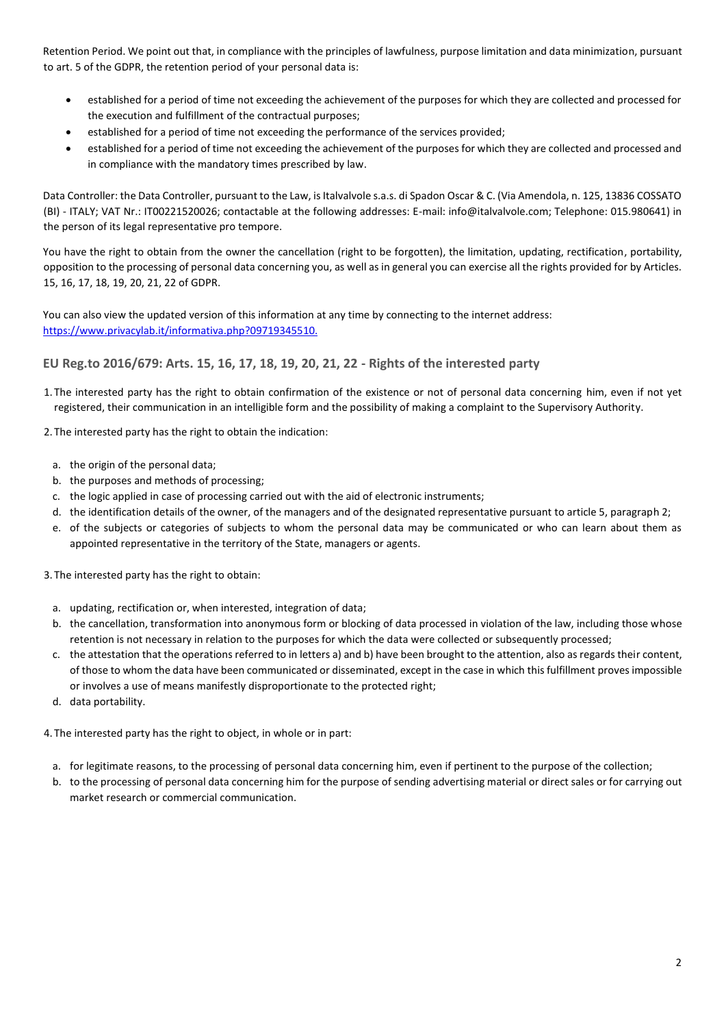Retention Period. We point out that, in compliance with the principles of lawfulness, purpose limitation and data minimization, pursuant to art. 5 of the GDPR, the retention period of your personal data is:

- established for a period of time not exceeding the achievement of the purposes for which they are collected and processed for the execution and fulfillment of the contractual purposes;
- established for a period of time not exceeding the performance of the services provided;
- established for a period of time not exceeding the achievement of the purposes for which they are collected and processed and in compliance with the mandatory times prescribed by law.

Data Controller: the Data Controller, pursuant to the Law, is Italvalvole s.a.s. di Spadon Oscar & C. (Via Amendola, n. 125, 13836 COSSATO (BI) - ITALY; VAT Nr.: IT00221520026; contactable at the following addresses: E-mail: info@italvalvole.com; Telephone: 015.980641) in the person of its legal representative pro tempore.

You have the right to obtain from the owner the cancellation (right to be forgotten), the limitation, updating, rectification, portability, opposition to the processing of personal data concerning you, as well as in general you can exercise all the rights provided for by Articles. 15, 16, 17, 18, 19, 20, 21, 22 of GDPR.

You can also view the updated version of this information at any time by connecting to the internet address: [https://www.privacylab.it/informativa.php?09719345510.](https://www.privacylab.it/informativa.php?09719345510)

## EU Reg.to 2016/679: Arts. 15, 16, 17, 18, 19, 20, 21, 22 - Rights of the interested party

1. The interested party has the right to obtain confirmation of the existence or not of personal data concerning him, even if not yet registered, their communication in an intelligible form and the possibility of making a complaint to the Supervisory Authority.

2. The interested party has the right to obtain the indication:

   a. the origin of the personal data;
   b. the purposes and methods of processing;
   c. the logic applied in case of processing carried out with the aid of electronic instruments;
   d. the identification details of the owner, of the managers and of the designated representative pursuant to article 5, paragraph 2;
   e. of the subjects or categories of subjects to whom the personal data may be communicated or who can learn about them as appointed representative in the territory of the State, managers or agents.

3. The interested party has the right to obtain:

   a. updating, rectification or, when interested, integration of data;
   b. the cancellation, transformation into anonymous form or blocking of data processed in violation of the law, including those whose retention is not necessary in relation to the purposes for which the data were collected or subsequently processed;
   c. the attestation that the operations referred to in letters a) and b) have been brought to the attention, also as regards their content, of those to whom the data have been communicated or disseminated, except in the case in which this fulfillment proves impossible or involves a use of means manifestly disproportionate to the protected right;
   d. data portability.

4. The interested party has the right to object, in whole or in part:

   a. for legitimate reasons, to the processing of personal data concerning him, even if pertinent to the purpose of the collection;
   b. to the processing of personal data concerning him for the purpose of sending advertising material or direct sales or for carrying out market research or commercial communication.